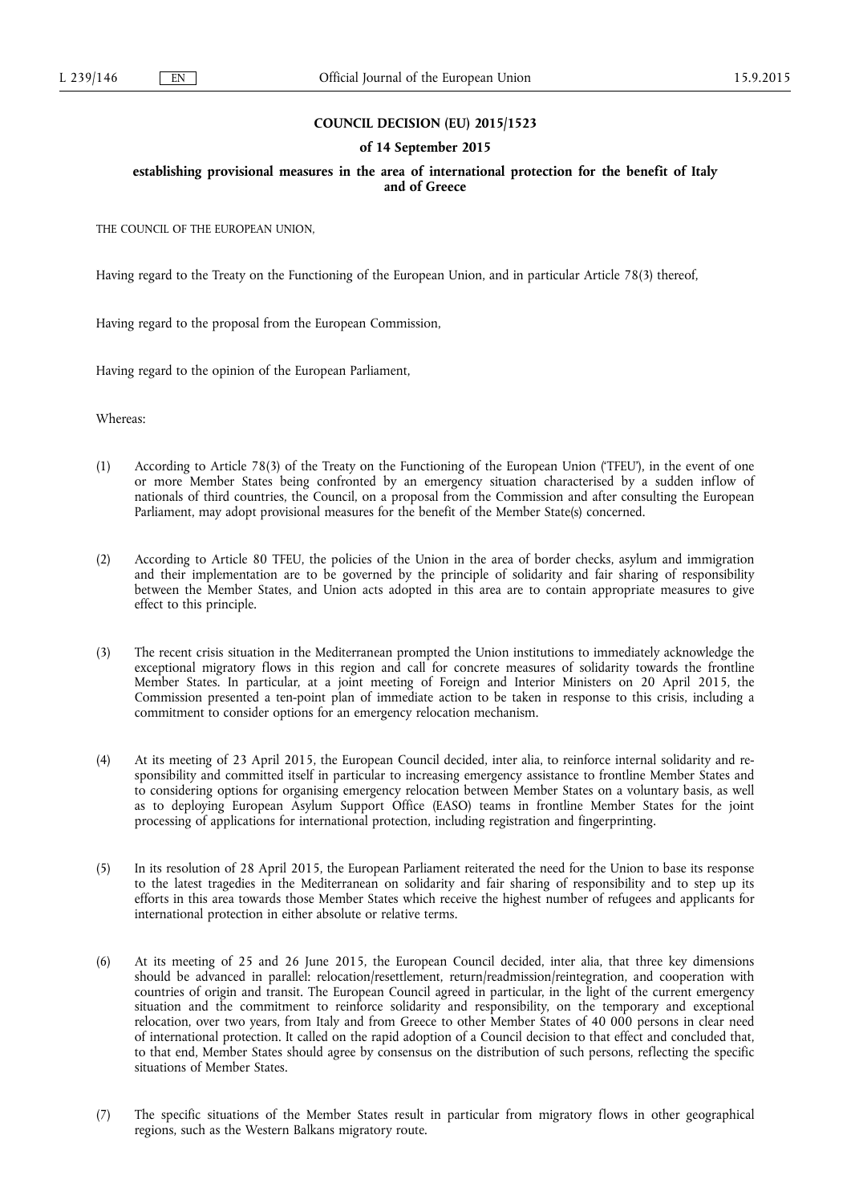**COUNCIL DECISION (EU) 2015/1523**

**of 14 September 2015**

**establishing provisional measures in the area of international protection for the benefit of Italy and of Greece**

THE COUNCIL OF THE EUROPEAN UNION,

Having regard to the Treaty on the Functioning of the European Union, and in particular Article 78(3) thereof,

Having regard to the proposal from the European Commission,

Having regard to the opinion of the European Parliament,

Whereas:

(1) According to Article 78(3) of the Treaty on the Functioning of the European Union ('TFEU'), in the event of one or more Member States being confronted by an emergency situation characterised by a sudden inflow of nationals of third countries, the Council, on a proposal from the Commission and after consulting the European Parliament, may adopt provisional measures for the benefit of the Member State(s) concerned.

(2) According to Article 80 TFEU, the policies of the Union in the area of border checks, asylum and immigration and their implementation are to be governed by the principle of solidarity and fair sharing of responsibility between the Member States, and Union acts adopted in this area are to contain appropriate measures to give effect to this principle.

(3) The recent crisis situation in the Mediterranean prompted the Union institutions to immediately acknowledge the exceptional migratory flows in this region and call for concrete measures of solidarity towards the frontline Member States. In particular, at a joint meeting of Foreign and Interior Ministers on 20 April 2015, the Commission presented a ten-point plan of immediate action to be taken in response to this crisis, including a commitment to consider options for an emergency relocation mechanism.

(4) At its meeting of 23 April 2015, the European Council decided, inter alia, to reinforce internal solidarity and responsibility and committed itself in particular to increasing emergency assistance to frontline Member States and to considering options for organising emergency relocation between Member States on a voluntary basis, as well as to deploying European Asylum Support Office (EASO) teams in frontline Member States for the joint processing of applications for international protection, including registration and fingerprinting.

(5) In its resolution of 28 April 2015, the European Parliament reiterated the need for the Union to base its response to the latest tragedies in the Mediterranean on solidarity and fair sharing of responsibility and to step up its efforts in this area towards those Member States which receive the highest number of refugees and applicants for international protection in either absolute or relative terms.

(6) At its meeting of 25 and 26 June 2015, the European Council decided, inter alia, that three key dimensions should be advanced in parallel: relocation/resettlement, return/readmission/reintegration, and cooperation with countries of origin and transit. The European Council agreed in particular, in the light of the current emergency situation and the commitment to reinforce solidarity and responsibility, on the temporary and exceptional relocation, over two years, from Italy and from Greece to other Member States of 40 000 persons in clear need of international protection. It called on the rapid adoption of a Council decision to that effect and concluded that, to that end, Member States should agree by consensus on the distribution of such persons, reflecting the specific situations of Member States.

(7) The specific situations of the Member States result in particular from migratory flows in other geographical regions, such as the Western Balkans migratory route.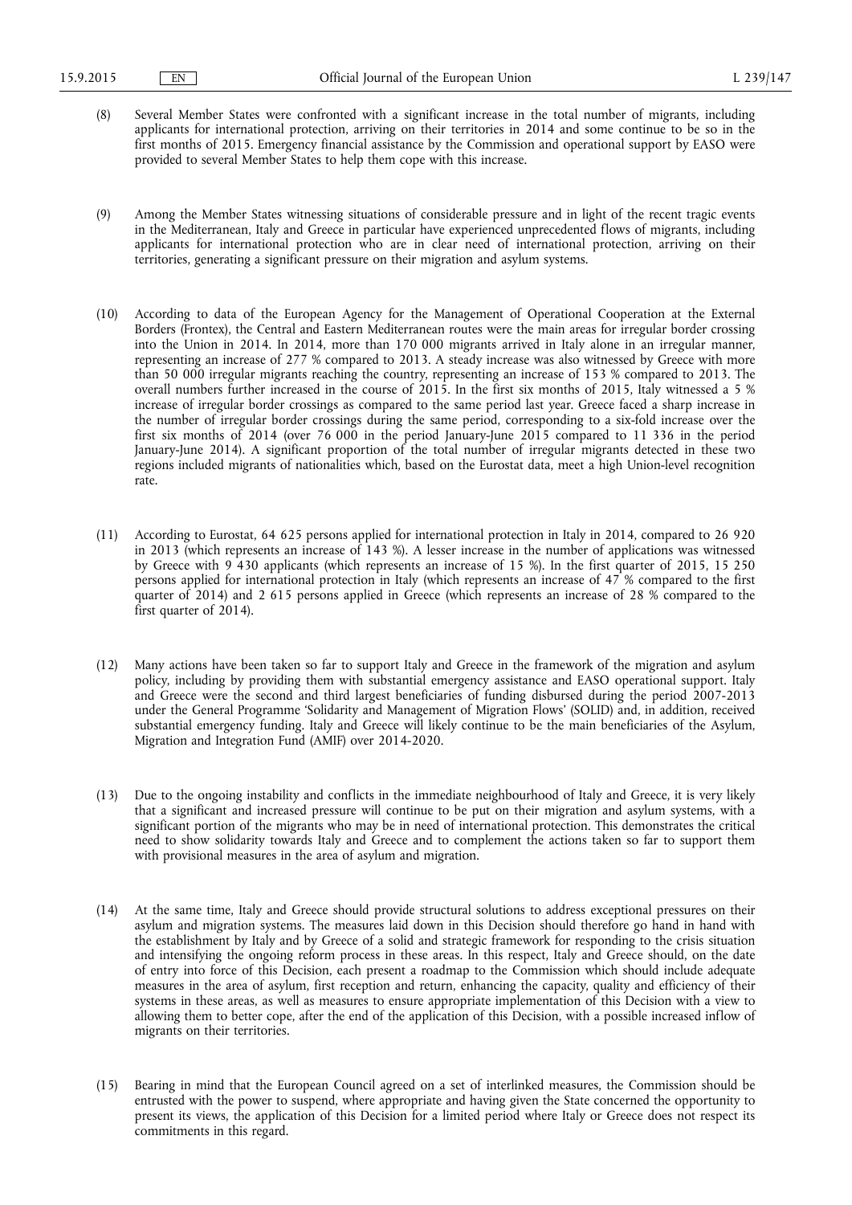(8) Several Member States were confronted with a significant increase in the total number of migrants, including applicants for international protection, arriving on their territories in 2014 and some continue to be so in the first months of 2015. Emergency financial assistance by the Commission and operational support by EASO were provided to several Member States to help them cope with this increase.

(9) Among the Member States witnessing situations of considerable pressure and in light of the recent tragic events in the Mediterranean, Italy and Greece in particular have experienced unprecedented flows of migrants, including applicants for international protection who are in clear need of international protection, arriving on their territories, generating a significant pressure on their migration and asylum systems.

(10) According to data of the European Agency for the Management of Operational Cooperation at the External Borders (Frontex), the Central and Eastern Mediterranean routes were the main areas for irregular border crossing into the Union in 2014. In 2014, more than 170 000 migrants arrived in Italy alone in an irregular manner, representing an increase of 277 % compared to 2013. A steady increase was also witnessed by Greece with more than 50 000 irregular migrants reaching the country, representing an increase of 153 % compared to 2013. The overall numbers further increased in the course of 2015. In the first six months of 2015, Italy witnessed a 5 % increase of irregular border crossings as compared to the same period last year. Greece faced a sharp increase in the number of irregular border crossings during the same period, corresponding to a six-fold increase over the first six months of 2014 (over 76 000 in the period January-June 2015 compared to 11 336 in the period January-June 2014). A significant proportion of the total number of irregular migrants detected in these two regions included migrants of nationalities which, based on the Eurostat data, meet a high Union-level recognition rate.

(11) According to Eurostat, 64 625 persons applied for international protection in Italy in 2014, compared to 26 920 in 2013 (which represents an increase of 143 %). A lesser increase in the number of applications was witnessed by Greece with 9 430 applicants (which represents an increase of 15 %). In the first quarter of 2015, 15 250 persons applied for international protection in Italy (which represents an increase of 47 % compared to the first quarter of 2014) and 2 615 persons applied in Greece (which represents an increase of 28 % compared to the first quarter of 2014).

(12) Many actions have been taken so far to support Italy and Greece in the framework of the migration and asylum policy, including by providing them with substantial emergency assistance and EASO operational support. Italy and Greece were the second and third largest beneficiaries of funding disbursed during the period 2007-2013 under the General Programme 'Solidarity and Management of Migration Flows' (SOLID) and, in addition, received substantial emergency funding. Italy and Greece will likely continue to be the main beneficiaries of the Asylum, Migration and Integration Fund (AMIF) over 2014-2020.

(13) Due to the ongoing instability and conflicts in the immediate neighbourhood of Italy and Greece, it is very likely that a significant and increased pressure will continue to be put on their migration and asylum systems, with a significant portion of the migrants who may be in need of international protection. This demonstrates the critical need to show solidarity towards Italy and Greece and to complement the actions taken so far to support them with provisional measures in the area of asylum and migration.

(14) At the same time, Italy and Greece should provide structural solutions to address exceptional pressures on their asylum and migration systems. The measures laid down in this Decision should therefore go hand in hand with the establishment by Italy and by Greece of a solid and strategic framework for responding to the crisis situation and intensifying the ongoing reform process in these areas. In this respect, Italy and Greece should, on the date of entry into force of this Decision, each present a roadmap to the Commission which should include adequate measures in the area of asylum, first reception and return, enhancing the capacity, quality and efficiency of their systems in these areas, as well as measures to ensure appropriate implementation of this Decision with a view to allowing them to better cope, after the end of the application of this Decision, with a possible increased inflow of migrants on their territories.

(15) Bearing in mind that the European Council agreed on a set of interlinked measures, the Commission should be entrusted with the power to suspend, where appropriate and having given the State concerned the opportunity to present its views, the application of this Decision for a limited period where Italy or Greece does not respect its commitments in this regard.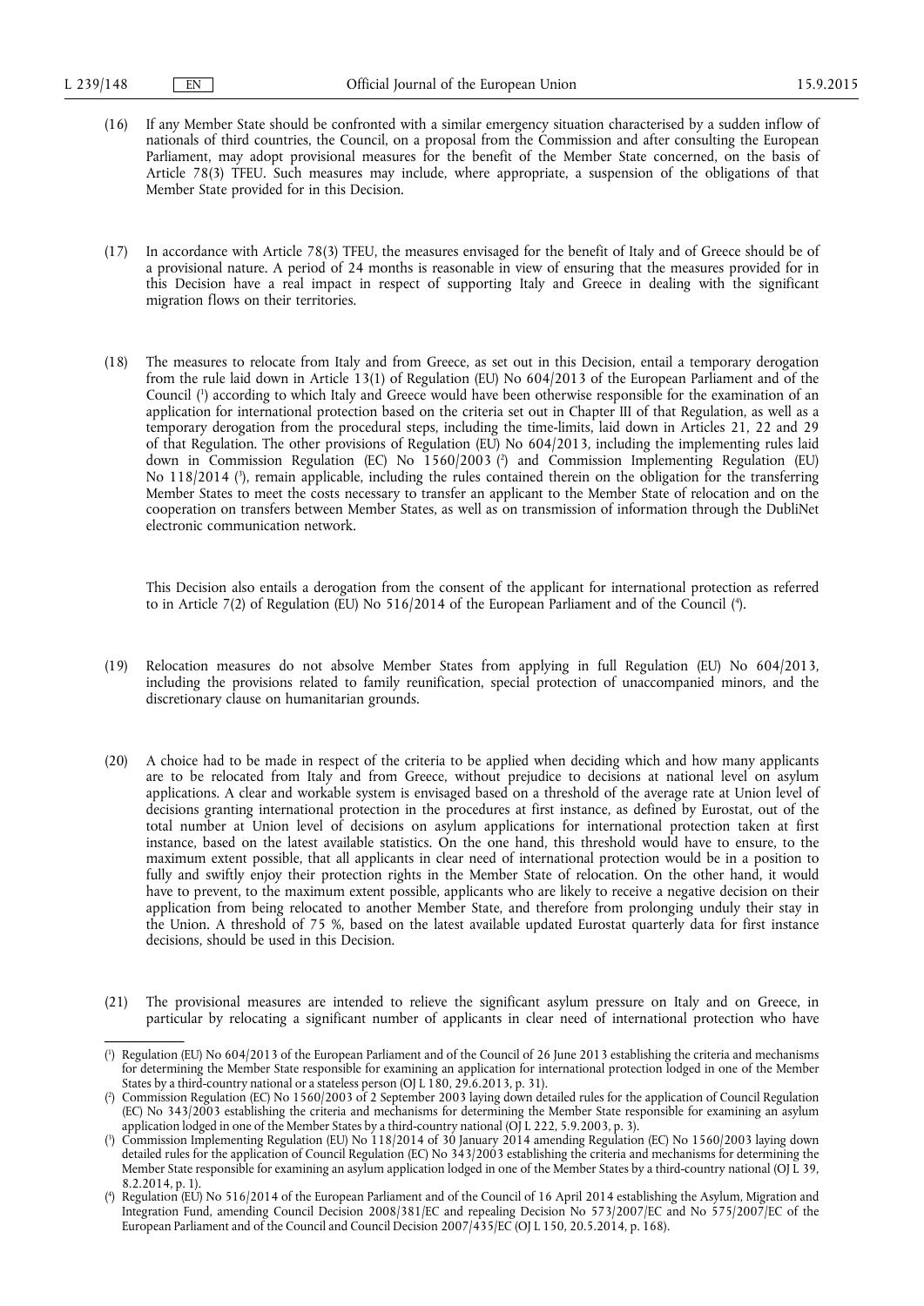(16) If any Member State should be confronted with a similar emergency situation characterised by a sudden inflow of nationals of third countries, the Council, on a proposal from the Commission and after consulting the European Parliament, may adopt provisional measures for the benefit of the Member State concerned, on the basis of Article 78(3) TFEU. Such measures may include, where appropriate, a suspension of the obligations of that Member State provided for in this Decision.

(17) In accordance with Article 78(3) TFEU, the measures envisaged for the benefit of Italy and of Greece should be of a provisional nature. A period of 24 months is reasonable in view of ensuring that the measures provided for in this Decision have a real impact in respect of supporting Italy and Greece in dealing with the significant migration flows on their territories.

(18) The measures to relocate from Italy and from Greece, as set out in this Decision, entail a temporary derogation from the rule laid down in Article 13(1) of Regulation (EU) No 604/2013 of the European Parliament and of the Council [1] according to which Italy and Greece would have been otherwise responsible for the examination of an application for international protection based on the criteria set out in Chapter III of that Regulation, as well as a temporary derogation from the procedural steps, including the time-limits, laid down in Articles 21, 22 and 29 of that Regulation. The other provisions of Regulation (EU) No 604/2013, including the implementing rules laid down in Commission Regulation (EC) No 1560/2003 [2] and Commission Implementing Regulation (EU) No 118/2014 [3], remain applicable, including the rules contained therein on the obligation for the transferring Member States to meet the costs necessary to transfer an applicant to the Member State of relocation and on the cooperation on transfers between Member States, as well as on transmission of information through the DubliNet electronic communication network.

This Decision also entails a derogation from the consent of the applicant for international protection as referred to in Article 7(2) of Regulation (EU) No 516/2014 of the European Parliament and of the Council [4].

(19) Relocation measures do not absolve Member States from applying in full Regulation (EU) No 604/2013, including the provisions related to family reunification, special protection of unaccompanied minors, and the discretionary clause on humanitarian grounds.

(20) A choice had to be made in respect of the criteria to be applied when deciding which and how many applicants are to be relocated from Italy and from Greece, without prejudice to decisions at national level on asylum applications. A clear and workable system is envisaged based on a threshold of the average rate at Union level of decisions granting international protection in the procedures at first instance, as defined by Eurostat, out of the total number at Union level of decisions on asylum applications for international protection taken at first instance, based on the latest available statistics. On the one hand, this threshold would have to ensure, to the maximum extent possible, that all applicants in clear need of international protection would be in a position to fully and swiftly enjoy their protection rights in the Member State of relocation. On the other hand, it would have to prevent, to the maximum extent possible, applicants who are likely to receive a negative decision on their application from being relocated to another Member State, and therefore from prolonging unduly their stay in the Union. A threshold of 75 %, based on the latest available updated Eurostat quarterly data for first instance decisions, should be used in this Decision.

(21) The provisional measures are intended to relieve the significant asylum pressure on Italy and on Greece, in particular by relocating a significant number of applicants in clear need of international protection who have

---

[1] Regulation (EU) No 604/2013 of the European Parliament and of the Council of 26 June 2013 establishing the criteria and mechanisms for determining the Member State responsible for examining an application for international protection lodged in one of the Member States by a third-country national or a stateless person (OJ L 180, 29.6.2013, p. 31).

[2] Commission Regulation (EC) No 1560/2003 of 2 September 2003 laying down detailed rules for the application of Council Regulation (EC) No 343/2003 establishing the criteria and mechanisms for determining the Member State responsible for examining an asylum application lodged in one of the Member States by a third-country national (OJ L 222, 5.9.2003, p. 3).

[3] Commission Implementing Regulation (EU) No 118/2014 of 30 January 2014 amending Regulation (EC) No 1560/2003 laying down detailed rules for the application of Council Regulation (EC) No 343/2003 establishing the criteria and mechanisms for determining the Member State responsible for examining an asylum application lodged in one of the Member States by a third-country national (OJ L 39, 8.2.2014, p. 1).

[4] Regulation (EU) No 516/2014 of the European Parliament and of the Council of 16 April 2014 establishing the Asylum, Migration and Integration Fund, amending Council Decision 2008/381/EC and repealing Decision No 573/2007/EC and No 575/2007/EC of the European Parliament and of the Council and Council Decision 2007/435/EC (OJ L 150, 20.5.2014, p. 168).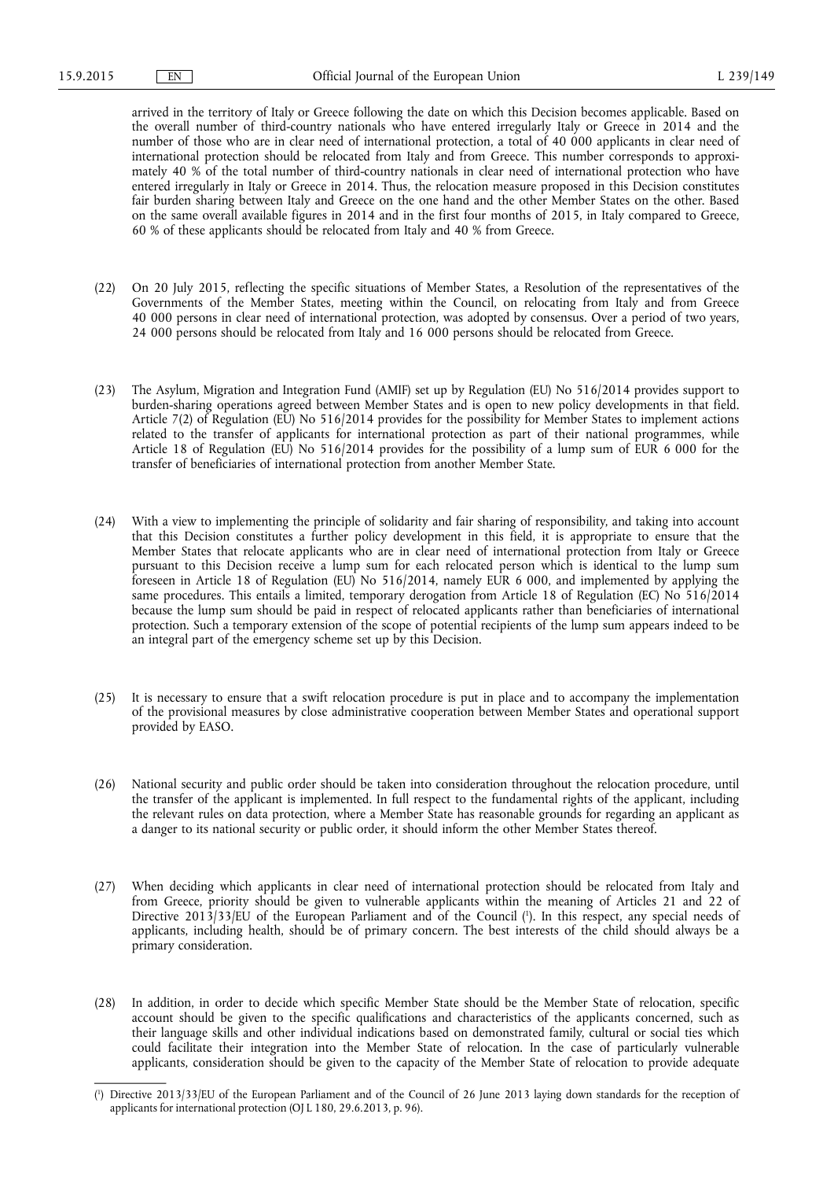arrived in the territory of Italy or Greece following the date on which this Decision becomes applicable. Based on the overall number of third-country nationals who have entered irregularly Italy or Greece in 2014 and the number of those who are in clear need of international protection, a total of 40 000 applicants in clear need of international protection should be relocated from Italy and from Greece. This number corresponds to approximately 40 % of the total number of third-country nationals in clear need of international protection who have entered irregularly in Italy or Greece in 2014. Thus, the relocation measure proposed in this Decision constitutes fair burden sharing between Italy and Greece on the one hand and the other Member States on the other. Based on the same overall available figures in 2014 and in the first four months of 2015, in Italy compared to Greece, 60 % of these applicants should be relocated from Italy and 40 % from Greece.

(22) On 20 July 2015, reflecting the specific situations of Member States, a Resolution of the representatives of the Governments of the Member States, meeting within the Council, on relocating from Italy and from Greece 40 000 persons in clear need of international protection, was adopted by consensus. Over a period of two years, 24 000 persons should be relocated from Italy and 16 000 persons should be relocated from Greece.

(23) The Asylum, Migration and Integration Fund (AMIF) set up by Regulation (EU) No 516/2014 provides support to burden-sharing operations agreed between Member States and is open to new policy developments in that field. Article 7(2) of Regulation (EU) No 516/2014 provides for the possibility for Member States to implement actions related to the transfer of applicants for international protection as part of their national programmes, while Article 18 of Regulation (EU) No 516/2014 provides for the possibility of a lump sum of EUR 6 000 for the transfer of beneficiaries of international protection from another Member State.

(24) With a view to implementing the principle of solidarity and fair sharing of responsibility, and taking into account that this Decision constitutes a further policy development in this field, it is appropriate to ensure that the Member States that relocate applicants who are in clear need of international protection from Italy or Greece pursuant to this Decision receive a lump sum for each relocated person which is identical to the lump sum foreseen in Article 18 of Regulation (EU) No 516/2014, namely EUR 6 000, and implemented by applying the same procedures. This entails a limited, temporary derogation from Article 18 of Regulation (EC) No 516/2014 because the lump sum should be paid in respect of relocated applicants rather than beneficiaries of international protection. Such a temporary extension of the scope of potential recipients of the lump sum appears indeed to be an integral part of the emergency scheme set up by this Decision.

(25) It is necessary to ensure that a swift relocation procedure is put in place and to accompany the implementation of the provisional measures by close administrative cooperation between Member States and operational support provided by EASO.

(26) National security and public order should be taken into consideration throughout the relocation procedure, until the transfer of the applicant is implemented. In full respect to the fundamental rights of the applicant, including the relevant rules on data protection, where a Member State has reasonable grounds for regarding an applicant as a danger to its national security or public order, it should inform the other Member States thereof.

(27) When deciding which applicants in clear need of international protection should be relocated from Italy and from Greece, priority should be given to vulnerable applicants within the meaning of Articles 21 and 22 of Directive 2013/33/EU of the European Parliament and of the Council [1]. In this respect, any special needs of applicants, including health, should be of primary concern. The best interests of the child should always be a primary consideration.

(28) In addition, in order to decide which specific Member State should be the Member State of relocation, specific account should be given to the specific qualifications and characteristics of the applicants concerned, such as their language skills and other individual indications based on demonstrated family, cultural or social ties which could facilitate their integration into the Member State of relocation. In the case of particularly vulnerable applicants, consideration should be given to the capacity of the Member State of relocation to provide adequate

[1] Directive 2013/33/EU of the European Parliament and of the Council of 26 June 2013 laying down standards for the reception of applicants for international protection (OJ L 180, 29.6.2013, p. 96).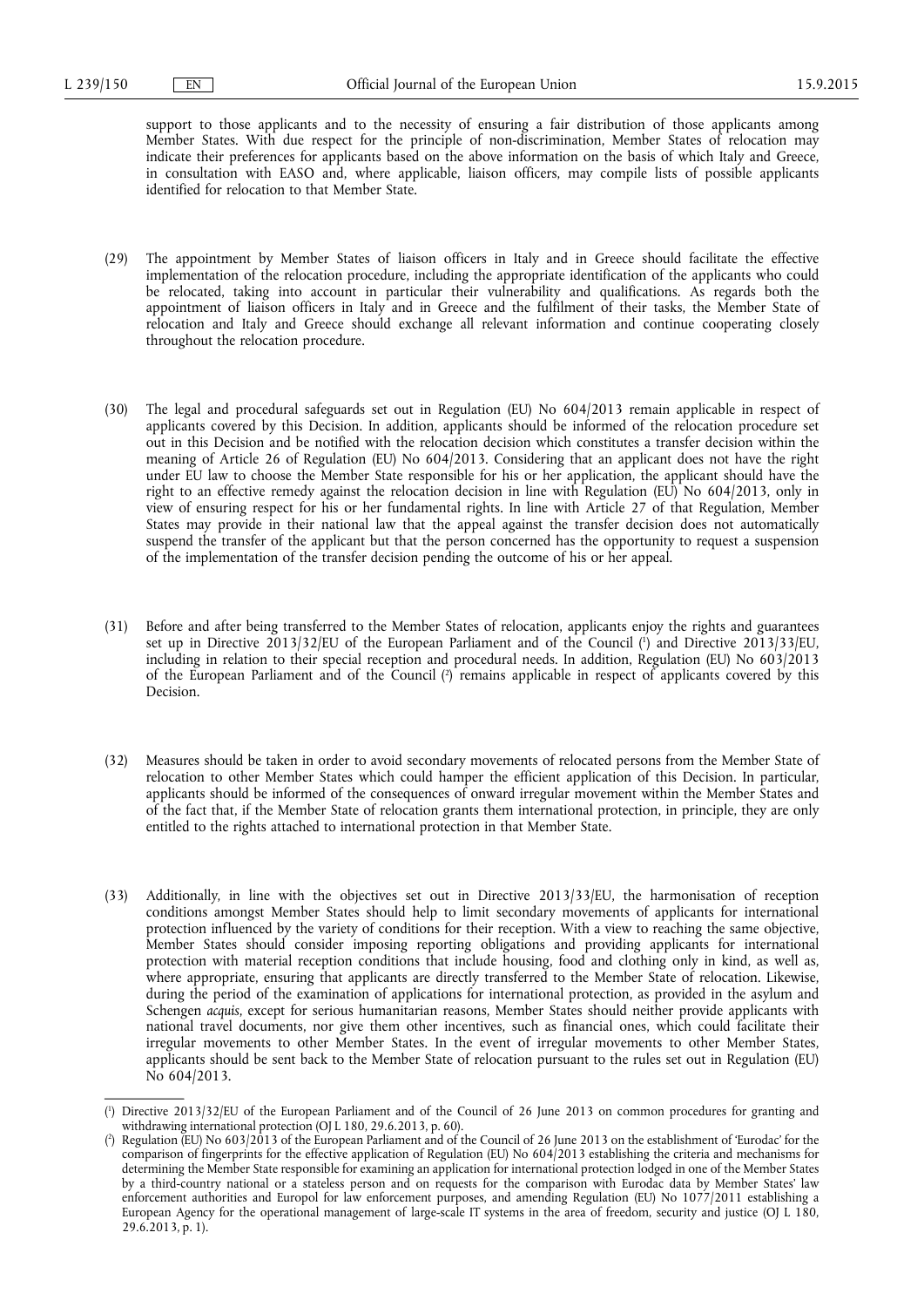support to those applicants and to the necessity of ensuring a fair distribution of those applicants among Member States. With due respect for the principle of non-discrimination, Member States of relocation may indicate their preferences for applicants based on the above information on the basis of which Italy and Greece, in consultation with EASO and, where applicable, liaison officers, may compile lists of possible applicants identified for relocation to that Member State.

(29) The appointment by Member States of liaison officers in Italy and in Greece should facilitate the effective implementation of the relocation procedure, including the appropriate identification of the applicants who could be relocated, taking into account in particular their vulnerability and qualifications. As regards both the appointment of liaison officers in Italy and in Greece and the fulfilment of their tasks, the Member State of relocation and Italy and Greece should exchange all relevant information and continue cooperating closely throughout the relocation procedure.

(30) The legal and procedural safeguards set out in Regulation (EU) No 604/2013 remain applicable in respect of applicants covered by this Decision. In addition, applicants should be informed of the relocation procedure set out in this Decision and be notified with the relocation decision which constitutes a transfer decision within the meaning of Article 26 of Regulation (EU) No 604/2013. Considering that an applicant does not have the right under EU law to choose the Member State responsible for his or her application, the applicant should have the right to an effective remedy against the relocation decision in line with Regulation (EU) No 604/2013, only in view of ensuring respect for his or her fundamental rights. In line with Article 27 of that Regulation, Member States may provide in their national law that the appeal against the transfer decision does not automatically suspend the transfer of the applicant but that the person concerned has the opportunity to request a suspension of the implementation of the transfer decision pending the outcome of his or her appeal.

(31) Before and after being transferred to the Member States of relocation, applicants enjoy the rights and guarantees set up in Directive 2013/32/EU of the European Parliament and of the Council [1] and Directive 2013/33/EU, including in relation to their special reception and procedural needs. In addition, Regulation (EU) No 603/2013 of the European Parliament and of the Council [2] remains applicable in respect of applicants covered by this Decision.

(32) Measures should be taken in order to avoid secondary movements of relocated persons from the Member State of relocation to other Member States which could hamper the efficient application of this Decision. In particular, applicants should be informed of the consequences of onward irregular movement within the Member States and of the fact that, if the Member State of relocation grants them international protection, in principle, they are only entitled to the rights attached to international protection in that Member State.

(33) Additionally, in line with the objectives set out in Directive 2013/33/EU, the harmonisation of reception conditions amongst Member States should help to limit secondary movements of applicants for international protection influenced by the variety of conditions for their reception. With a view to reaching the same objective, Member States should consider imposing reporting obligations and providing applicants for international protection with material reception conditions that include housing, food and clothing only in kind, as well as, where appropriate, ensuring that applicants are directly transferred to the Member State of relocation. Likewise, during the period of the examination of applications for international protection, as provided in the asylum and Schengen *acquis*, except for serious humanitarian reasons, Member States should neither provide applicants with national travel documents, nor give them other incentives, such as financial ones, which could facilitate their irregular movements to other Member States. In the event of irregular movements to other Member States, applicants should be sent back to the Member State of relocation pursuant to the rules set out in Regulation (EU) No 604/2013.

---

[1] Directive 2013/32/EU of the European Parliament and of the Council of 26 June 2013 on common procedures for granting and withdrawing international protection (OJ L 180, 29.6.2013, p. 60).

[2] Regulation (EU) No 603/2013 of the European Parliament and of the Council of 26 June 2013 on the establishment of 'Eurodac' for the comparison of fingerprints for the effective application of Regulation (EU) No 604/2013 establishing the criteria and mechanisms for determining the Member State responsible for examining an application for international protection lodged in one of the Member States by a third-country national or a stateless person and on requests for the comparison with Eurodac data by Member States' law enforcement authorities and Europol for law enforcement purposes, and amending Regulation (EU) No 1077/2011 establishing a European Agency for the operational management of large-scale IT systems in the area of freedom, security and justice (OJ L 180, 29.6.2013, p. 1).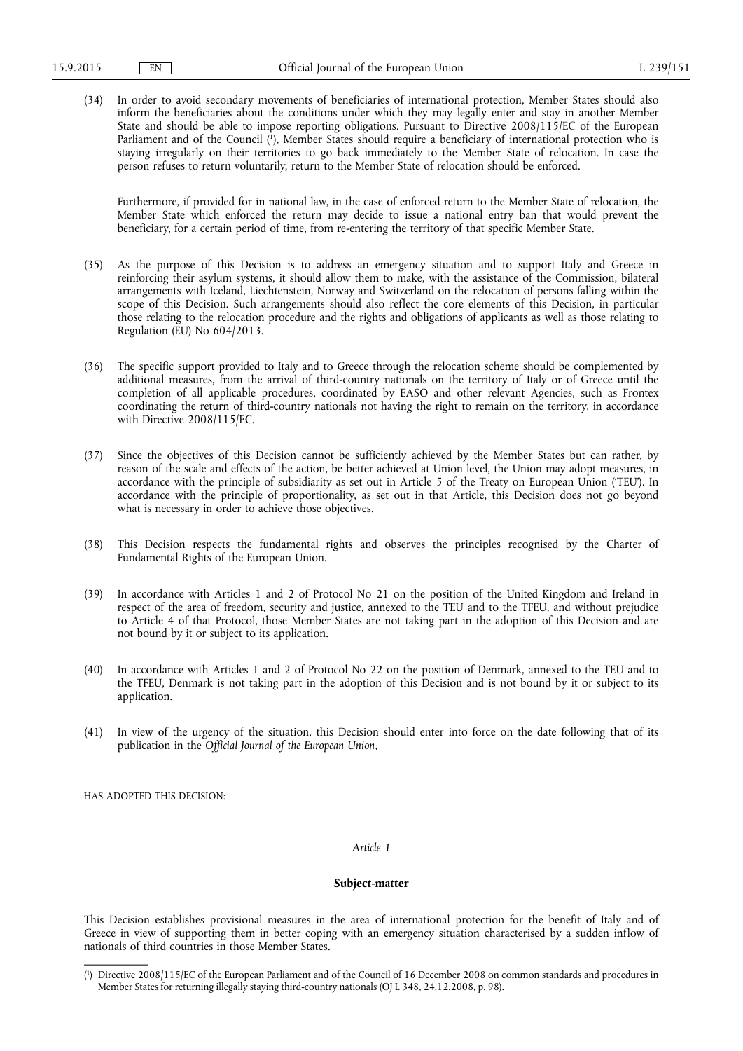(34) In order to avoid secondary movements of beneficiaries of international protection, Member States should also inform the beneficiaries about the conditions under which they may legally enter and stay in another Member State and should be able to impose reporting obligations. Pursuant to Directive 2008/115/EC of the European Parliament and of the Council [1], Member States should require a beneficiary of international protection who is staying irregularly on their territories to go back immediately to the Member State of relocation. In case the person refuses to return voluntarily, return to the Member State of relocation should be enforced.

Furthermore, if provided for in national law, in the case of enforced return to the Member State of relocation, the Member State which enforced the return may decide to issue a national entry ban that would prevent the beneficiary, for a certain period of time, from re-entering the territory of that specific Member State.

(35) As the purpose of this Decision is to address an emergency situation and to support Italy and Greece in reinforcing their asylum systems, it should allow them to make, with the assistance of the Commission, bilateral arrangements with Iceland, Liechtenstein, Norway and Switzerland on the relocation of persons falling within the scope of this Decision. Such arrangements should also reflect the core elements of this Decision, in particular those relating to the relocation procedure and the rights and obligations of applicants as well as those relating to Regulation (EU) No 604/2013.

(36) The specific support provided to Italy and to Greece through the relocation scheme should be complemented by additional measures, from the arrival of third-country nationals on the territory of Italy or of Greece until the completion of all applicable procedures, coordinated by EASO and other relevant Agencies, such as Frontex coordinating the return of third-country nationals not having the right to remain on the territory, in accordance with Directive 2008/115/EC.

(37) Since the objectives of this Decision cannot be sufficiently achieved by the Member States but can rather, by reason of the scale and effects of the action, be better achieved at Union level, the Union may adopt measures, in accordance with the principle of subsidiarity as set out in Article 5 of the Treaty on European Union ('TEU'). In accordance with the principle of proportionality, as set out in that Article, this Decision does not go beyond what is necessary in order to achieve those objectives.

(38) This Decision respects the fundamental rights and observes the principles recognised by the Charter of Fundamental Rights of the European Union.

(39) In accordance with Articles 1 and 2 of Protocol No 21 on the position of the United Kingdom and Ireland in respect of the area of freedom, security and justice, annexed to the TEU and to the TFEU, and without prejudice to Article 4 of that Protocol, those Member States are not taking part in the adoption of this Decision and are not bound by it or subject to its application.

(40) In accordance with Articles 1 and 2 of Protocol No 22 on the position of Denmark, annexed to the TEU and to the TFEU, Denmark is not taking part in the adoption of this Decision and is not bound by it or subject to its application.

(41) In view of the urgency of the situation, this Decision should enter into force on the date following that of its publication in the *Official Journal of the European Union*,

HAS ADOPTED THIS DECISION:

*Article 1*

**Subject-matter**

This Decision establishes provisional measures in the area of international protection for the benefit of Italy and of Greece in view of supporting them in better coping with an emergency situation characterised by a sudden inflow of nationals of third countries in those Member States.

---

[1] Directive 2008/115/EC of the European Parliament and of the Council of 16 December 2008 on common standards and procedures in Member States for returning illegally staying third-country nationals (OJ L 348, 24.12.2008, p. 98).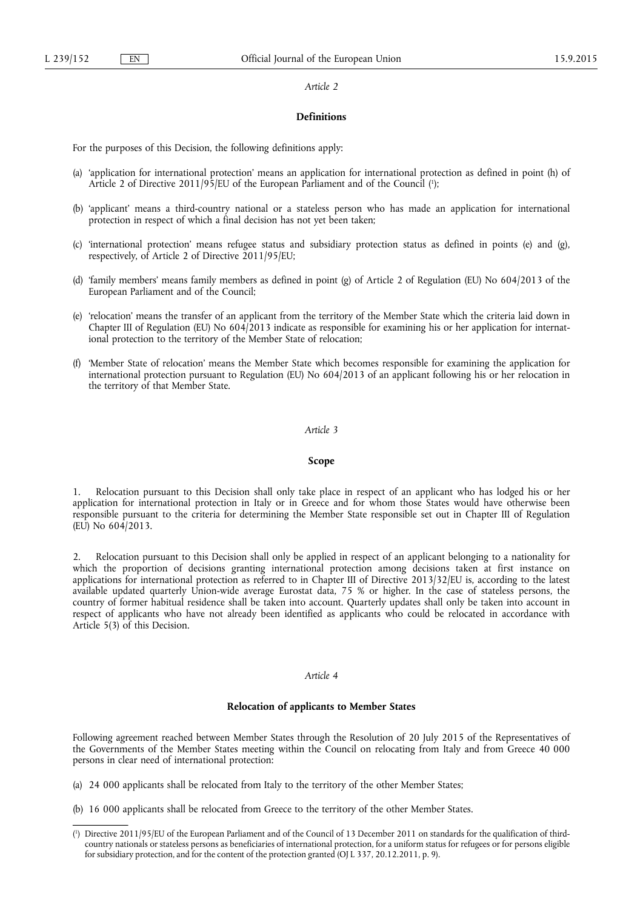*Article 2*

**Definitions**

For the purposes of this Decision, the following definitions apply:

(a) 'application for international protection' means an application for international protection as defined in point (h) of Article 2 of Directive 2011/95/EU of the European Parliament and of the Council [1];

(b) 'applicant' means a third-country national or a stateless person who has made an application for international protection in respect of which a final decision has not yet been taken;

(c) 'international protection' means refugee status and subsidiary protection status as defined in points (e) and (g), respectively, of Article 2 of Directive 2011/95/EU;

(d) 'family members' means family members as defined in point (g) of Article 2 of Regulation (EU) No 604/2013 of the European Parliament and of the Council;

(e) 'relocation' means the transfer of an applicant from the territory of the Member State which the criteria laid down in Chapter III of Regulation (EU) No 604/2013 indicate as responsible for examining his or her application for international protection to the territory of the Member State of relocation;

(f) 'Member State of relocation' means the Member State which becomes responsible for examining the application for international protection pursuant to Regulation (EU) No 604/2013 of an applicant following his or her relocation in the territory of that Member State.

*Article 3*

**Scope**

1. Relocation pursuant to this Decision shall only take place in respect of an applicant who has lodged his or her application for international protection in Italy or in Greece and for whom those States would have otherwise been responsible pursuant to the criteria for determining the Member State responsible set out in Chapter III of Regulation (EU) No 604/2013.

2. Relocation pursuant to this Decision shall only be applied in respect of an applicant belonging to a nationality for which the proportion of decisions granting international protection among decisions taken at first instance on applications for international protection as referred to in Chapter III of Directive 2013/32/EU is, according to the latest available updated quarterly Union-wide average Eurostat data, 75 % or higher. In the case of stateless persons, the country of former habitual residence shall be taken into account. Quarterly updates shall only be taken into account in respect of applicants who have not already been identified as applicants who could be relocated in accordance with Article 5(3) of this Decision.

*Article 4*

**Relocation of applicants to Member States**

Following agreement reached between Member States through the Resolution of 20 July 2015 of the Representatives of the Governments of the Member States meeting within the Council on relocating from Italy and from Greece 40 000 persons in clear need of international protection:

(a) 24 000 applicants shall be relocated from Italy to the territory of the other Member States;

(b) 16 000 applicants shall be relocated from Greece to the territory of the other Member States.

[1] Directive 2011/95/EU of the European Parliament and of the Council of 13 December 2011 on standards for the qualification of third-country nationals or stateless persons as beneficiaries of international protection, for a uniform status for refugees or for persons eligible for subsidiary protection, and for the content of the protection granted (OJ L 337, 20.12.2011, p. 9).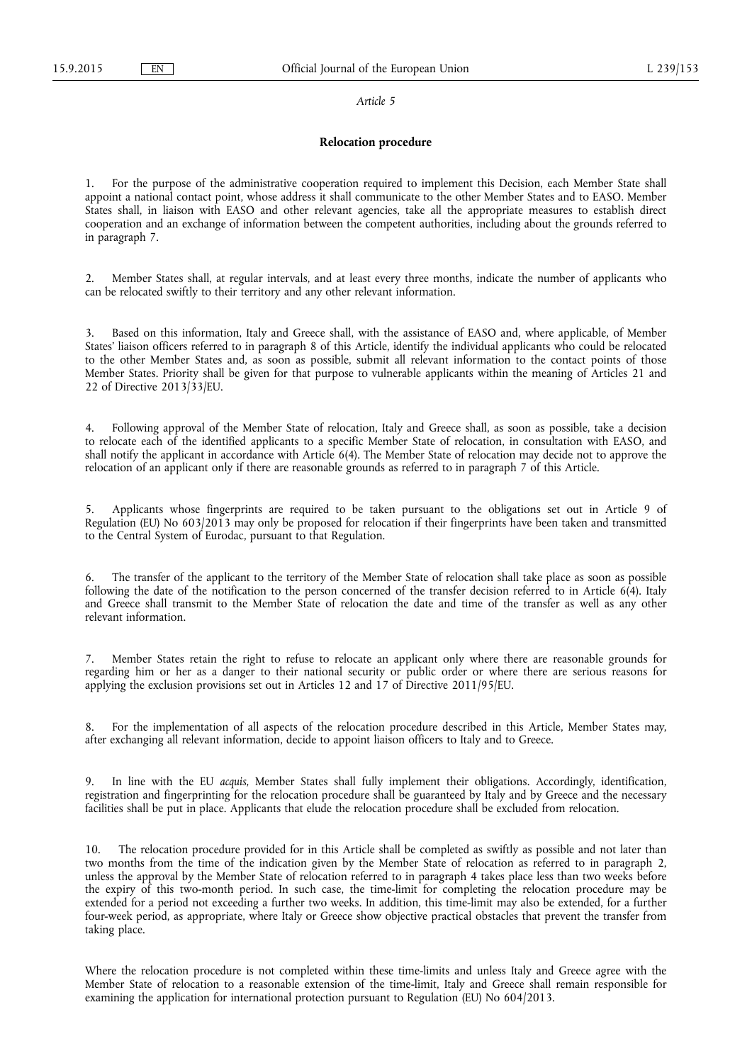*Article 5*

**Relocation procedure**

1. For the purpose of the administrative cooperation required to implement this Decision, each Member State shall appoint a national contact point, whose address it shall communicate to the other Member States and to EASO. Member States shall, in liaison with EASO and other relevant agencies, take all the appropriate measures to establish direct cooperation and an exchange of information between the competent authorities, including about the grounds referred to in paragraph 7.

2. Member States shall, at regular intervals, and at least every three months, indicate the number of applicants who can be relocated swiftly to their territory and any other relevant information.

3. Based on this information, Italy and Greece shall, with the assistance of EASO and, where applicable, of Member States' liaison officers referred to in paragraph 8 of this Article, identify the individual applicants who could be relocated to the other Member States and, as soon as possible, submit all relevant information to the contact points of those Member States. Priority shall be given for that purpose to vulnerable applicants within the meaning of Articles 21 and 22 of Directive 2013/33/EU.

4. Following approval of the Member State of relocation, Italy and Greece shall, as soon as possible, take a decision to relocate each of the identified applicants to a specific Member State of relocation, in consultation with EASO, and shall notify the applicant in accordance with Article 6(4). The Member State of relocation may decide not to approve the relocation of an applicant only if there are reasonable grounds as referred to in paragraph 7 of this Article.

5. Applicants whose fingerprints are required to be taken pursuant to the obligations set out in Article 9 of Regulation (EU) No 603/2013 may only be proposed for relocation if their fingerprints have been taken and transmitted to the Central System of Eurodac, pursuant to that Regulation.

6. The transfer of the applicant to the territory of the Member State of relocation shall take place as soon as possible following the date of the notification to the person concerned of the transfer decision referred to in Article 6(4). Italy and Greece shall transmit to the Member State of relocation the date and time of the transfer as well as any other relevant information.

7. Member States retain the right to refuse to relocate an applicant only where there are reasonable grounds for regarding him or her as a danger to their national security or public order or where there are serious reasons for applying the exclusion provisions set out in Articles 12 and 17 of Directive 2011/95/EU.

8. For the implementation of all aspects of the relocation procedure described in this Article, Member States may, after exchanging all relevant information, decide to appoint liaison officers to Italy and to Greece.

9. In line with the EU *acquis*, Member States shall fully implement their obligations. Accordingly, identification, registration and fingerprinting for the relocation procedure shall be guaranteed by Italy and by Greece and the necessary facilities shall be put in place. Applicants that elude the relocation procedure shall be excluded from relocation.

10. The relocation procedure provided for in this Article shall be completed as swiftly as possible and not later than two months from the time of the indication given by the Member State of relocation as referred to in paragraph 2, unless the approval by the Member State of relocation referred to in paragraph 4 takes place less than two weeks before the expiry of this two-month period. In such case, the time-limit for completing the relocation procedure may be extended for a period not exceeding a further two weeks. In addition, this time-limit may also be extended, for a further four-week period, as appropriate, where Italy or Greece show objective practical obstacles that prevent the transfer from taking place.

Where the relocation procedure is not completed within these time-limits and unless Italy and Greece agree with the Member State of relocation to a reasonable extension of the time-limit, Italy and Greece shall remain responsible for examining the application for international protection pursuant to Regulation (EU) No 604/2013.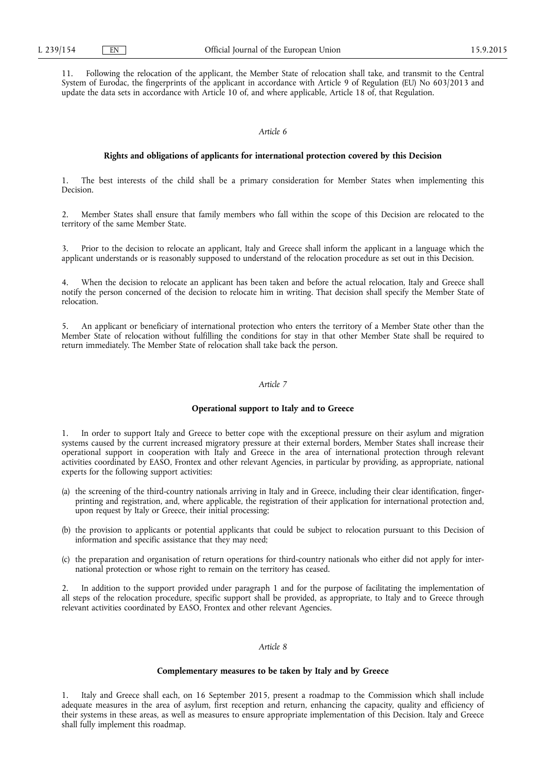11. Following the relocation of the applicant, the Member State of relocation shall take, and transmit to the Central System of Eurodac, the fingerprints of the applicant in accordance with Article 9 of Regulation (EU) No 603/2013 and update the data sets in accordance with Article 10 of, and where applicable, Article 18 of, that Regulation.

*Article 6*

**Rights and obligations of applicants for international protection covered by this Decision**

1. The best interests of the child shall be a primary consideration for Member States when implementing this Decision.

2. Member States shall ensure that family members who fall within the scope of this Decision are relocated to the territory of the same Member State.

3. Prior to the decision to relocate an applicant, Italy and Greece shall inform the applicant in a language which the applicant understands or is reasonably supposed to understand of the relocation procedure as set out in this Decision.

4. When the decision to relocate an applicant has been taken and before the actual relocation, Italy and Greece shall notify the person concerned of the decision to relocate him in writing. That decision shall specify the Member State of relocation.

5. An applicant or beneficiary of international protection who enters the territory of a Member State other than the Member State of relocation without fulfilling the conditions for stay in that other Member State shall be required to return immediately. The Member State of relocation shall take back the person.

*Article 7*

**Operational support to Italy and to Greece**

1. In order to support Italy and Greece to better cope with the exceptional pressure on their asylum and migration systems caused by the current increased migratory pressure at their external borders, Member States shall increase their operational support in cooperation with Italy and Greece in the area of international protection through relevant activities coordinated by EASO, Frontex and other relevant Agencies, in particular by providing, as appropriate, national experts for the following support activities:

(a) the screening of the third-country nationals arriving in Italy and in Greece, including their clear identification, fingerprinting and registration, and, where applicable, the registration of their application for international protection and, upon request by Italy or Greece, their initial processing;

(b) the provision to applicants or potential applicants that could be subject to relocation pursuant to this Decision of information and specific assistance that they may need;

(c) the preparation and organisation of return operations for third-country nationals who either did not apply for international protection or whose right to remain on the territory has ceased.

2. In addition to the support provided under paragraph 1 and for the purpose of facilitating the implementation of all steps of the relocation procedure, specific support shall be provided, as appropriate, to Italy and to Greece through relevant activities coordinated by EASO, Frontex and other relevant Agencies.

*Article 8*

**Complementary measures to be taken by Italy and by Greece**

1. Italy and Greece shall each, on 16 September 2015, present a roadmap to the Commission which shall include adequate measures in the area of asylum, first reception and return, enhancing the capacity, quality and efficiency of their systems in these areas, as well as measures to ensure appropriate implementation of this Decision. Italy and Greece shall fully implement this roadmap.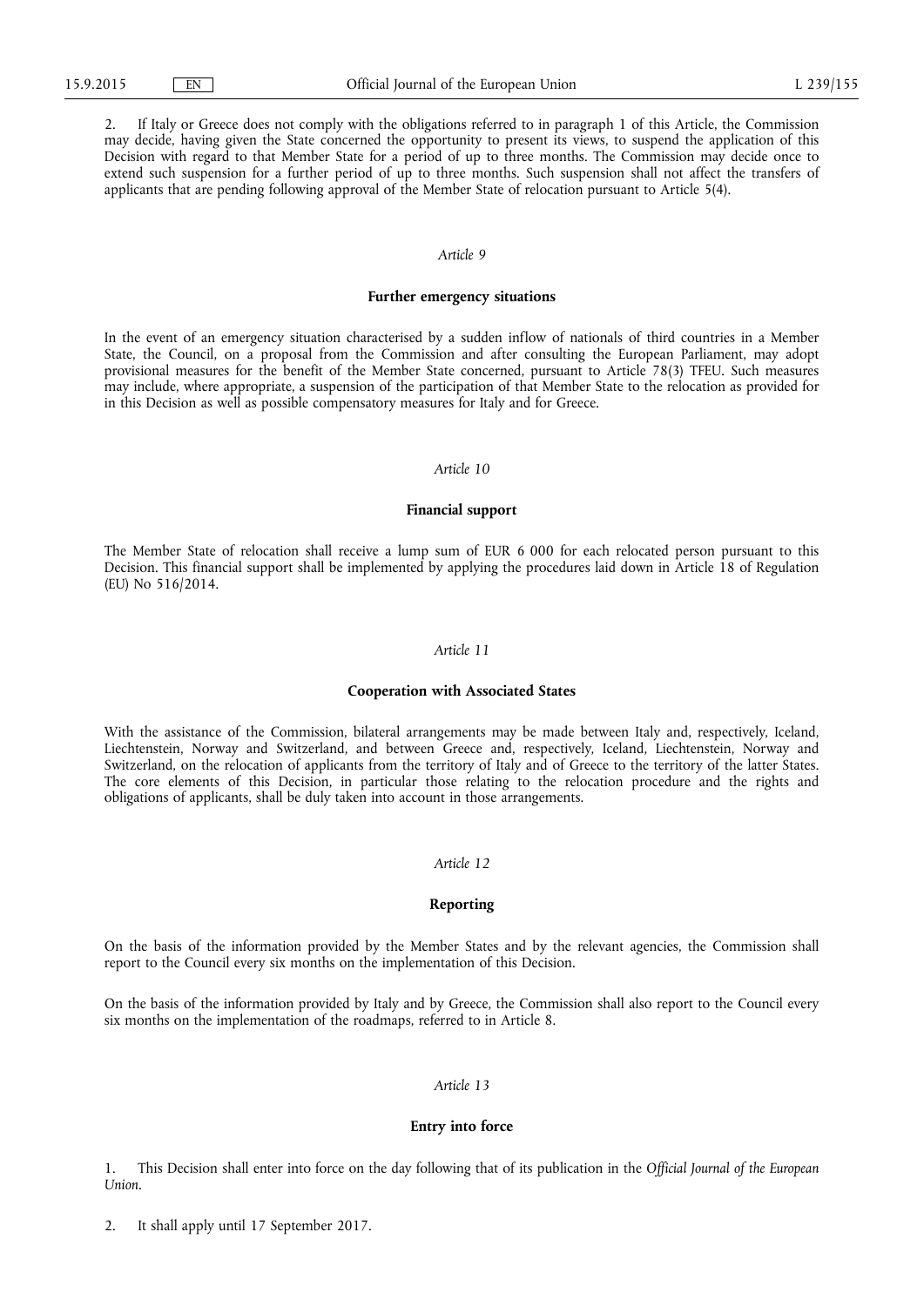2. If Italy or Greece does not comply with the obligations referred to in paragraph 1 of this Article, the Commission may decide, having given the State concerned the opportunity to present its views, to suspend the application of this Decision with regard to that Member State for a period of up to three months. The Commission may decide once to extend such suspension for a further period of up to three months. Such suspension shall not affect the transfers of applicants that are pending following approval of the Member State of relocation pursuant to Article 5(4).

*Article 9*

**Further emergency situations**

In the event of an emergency situation characterised by a sudden inflow of nationals of third countries in a Member State, the Council, on a proposal from the Commission and after consulting the European Parliament, may adopt provisional measures for the benefit of the Member State concerned, pursuant to Article 78(3) TFEU. Such measures may include, where appropriate, a suspension of the participation of that Member State to the relocation as provided for in this Decision as well as possible compensatory measures for Italy and for Greece.

*Article 10*

**Financial support**

The Member State of relocation shall receive a lump sum of EUR 6 000 for each relocated person pursuant to this Decision. This financial support shall be implemented by applying the procedures laid down in Article 18 of Regulation (EU) No 516/2014.

*Article 11*

**Cooperation with Associated States**

With the assistance of the Commission, bilateral arrangements may be made between Italy and, respectively, Iceland, Liechtenstein, Norway and Switzerland, and between Greece and, respectively, Iceland, Liechtenstein, Norway and Switzerland, on the relocation of applicants from the territory of Italy and of Greece to the territory of the latter States. The core elements of this Decision, in particular those relating to the relocation procedure and the rights and obligations of applicants, shall be duly taken into account in those arrangements.

*Article 12*

**Reporting**

On the basis of the information provided by the Member States and by the relevant agencies, the Commission shall report to the Council every six months on the implementation of this Decision.

On the basis of the information provided by Italy and by Greece, the Commission shall also report to the Council every six months on the implementation of the roadmaps, referred to in Article 8.

*Article 13*

**Entry into force**

1. This Decision shall enter into force on the day following that of its publication in the *Official Journal of the European Union*.

2. It shall apply until 17 September 2017.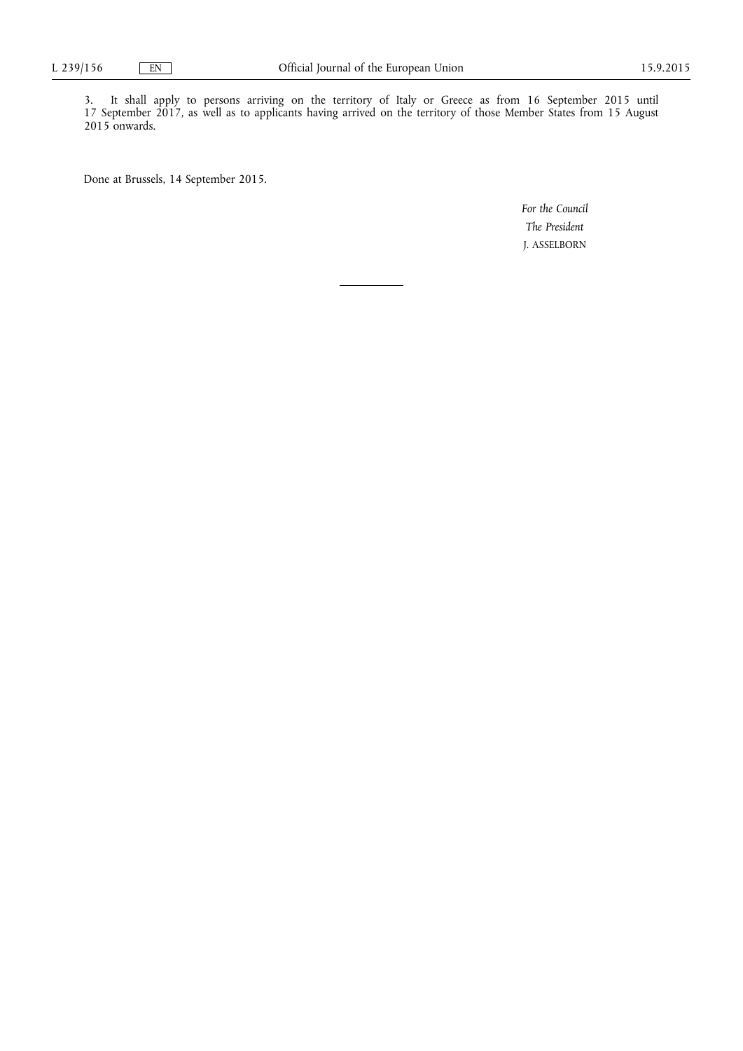3. It shall apply to persons arriving on the territory of Italy or Greece as from 16 September 2015 until 17 September 2017, as well as to applicants having arrived on the territory of those Member States from 15 August 2015 onwards.

Done at Brussels, 14 September 2015.

*For the Council*

*The President*

J. ASSELBORN